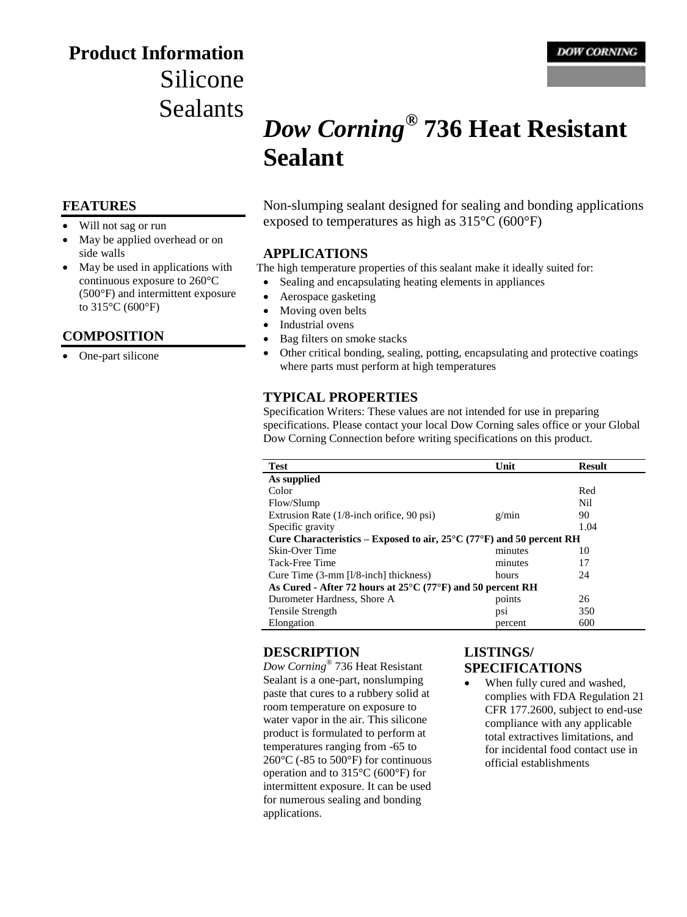# Product Information
## Silicone Sealants

DOW CORNING

# *Dow Corning*® 736 Heat Resistant Sealant

Non-slumping sealant designed for sealing and bonding applications exposed to temperatures as high as 315°C (600°F)

## FEATURES

- Will not sag or run
- May be applied overhead or on side walls
- May be used in applications with continuous exposure to 260°C (500°F) and intermittent exposure to 315°C (600°F)

## COMPOSITION

- One-part silicone

## APPLICATIONS

The high temperature properties of this sealant make it ideally suited for:

- Sealing and encapsulating heating elements in appliances
- Aerospace gasketing
- Moving oven belts
- Industrial ovens
- Bag filters on smoke stacks
- Other critical bonding, sealing, potting, encapsulating and protective coatings where parts must perform at high temperatures

## TYPICAL PROPERTIES

Specification Writers: These values are not intended for use in preparing specifications. Please contact your local Dow Corning sales office or your Global Dow Corning Connection before writing specifications on this product.

| Test | Unit | Result |
| --- | --- | --- |
| **As supplied** | | |
| Color | | Red |
| Flow/Slump | | Nil |
| Extrusion Rate (1/8-inch orifice, 90 psi) | g/min | 90 |
| Specific gravity | | 1.04 |
| **Cure Characteristics – Exposed to air, 25°C (77°F) and 50 percent RH** | | |
| Skin-Over Time | minutes | 10 |
| Tack-Free Time | minutes | 17 |
| Cure Time (3-mm [l/8-inch] thickness) | hours | 24 |
| **As Cured - After 72 hours at 25°C (77°F) and 50 percent RH** | | |
| Durometer Hardness, Shore A | points | 26 |
| Tensile Strength | psi | 350 |
| Elongation | percent | 600 |

## DESCRIPTION

*Dow Corning*® 736 Heat Resistant Sealant is a one-part, nonslumping paste that cures to a rubbery solid at room temperature on exposure to water vapor in the air. This silicone product is formulated to perform at temperatures ranging from -65 to 260°C (-85 to 500°F) for continuous operation and to 315°C (600°F) for intermittent exposure. It can be used for numerous sealing and bonding applications.

## LISTINGS/ SPECIFICATIONS

- When fully cured and washed, complies with FDA Regulation 21 CFR 177.2600, subject to end-use compliance with any applicable total extractives limitations, and for incidental food contact use in official establishments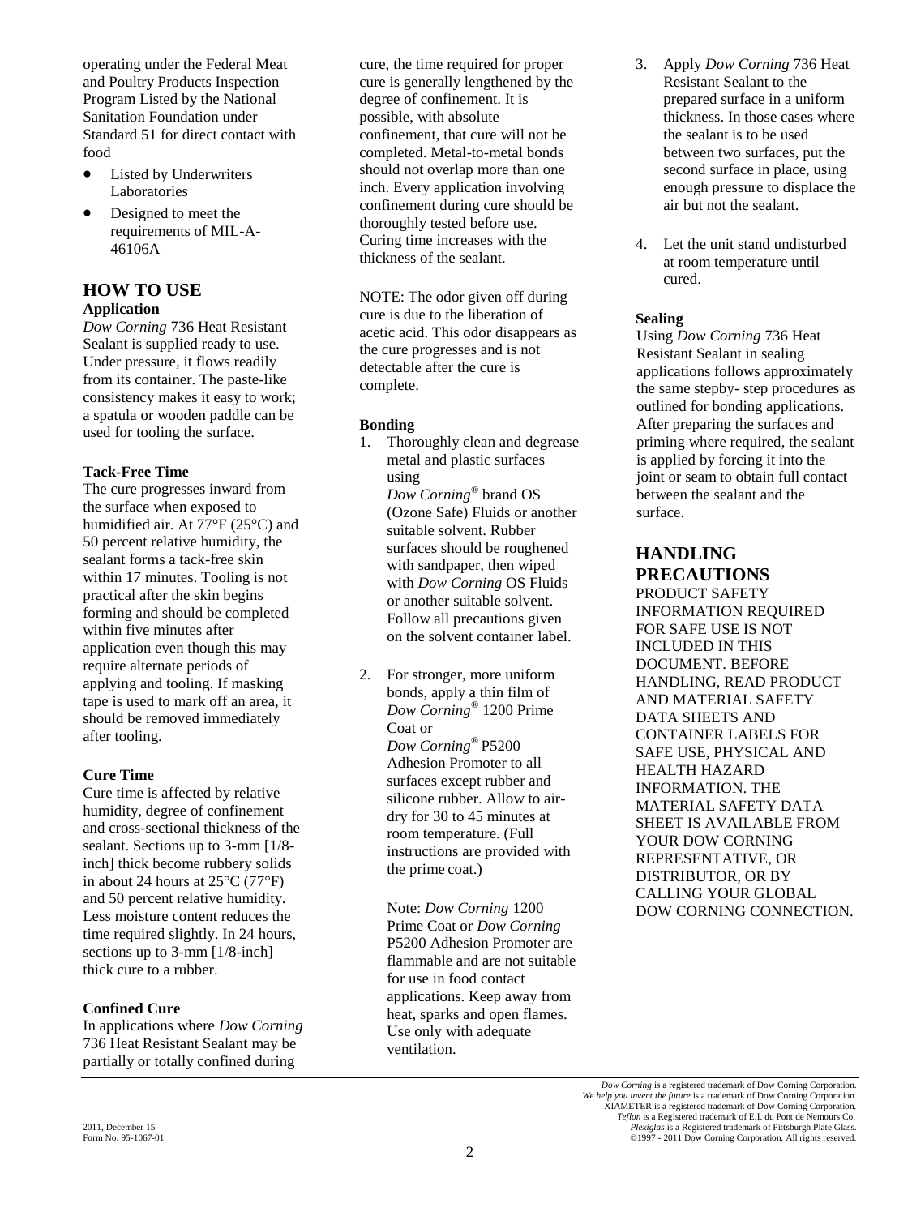operating under the Federal Meat and Poultry Products Inspection Program Listed by the National Sanitation Foundation under Standard 51 for direct contact with food

- Listed by Underwriters Laboratories
- Designed to meet the requirements of MIL-A-46106A

## HOW TO USE

**Application**

*Dow Corning* 736 Heat Resistant Sealant is supplied ready to use. Under pressure, it flows readily from its container. The paste-like consistency makes it easy to work; a spatula or wooden paddle can be used for tooling the surface.

**Tack-Free Time**

The cure progresses inward from the surface when exposed to humidified air. At 77°F (25°C) and 50 percent relative humidity, the sealant forms a tack-free skin within 17 minutes. Tooling is not practical after the skin begins forming and should be completed within five minutes after application even though this may require alternate periods of applying and tooling. If masking tape is used to mark off an area, it should be removed immediately after tooling.

**Cure Time**

Cure time is affected by relative humidity, degree of confinement and cross-sectional thickness of the sealant. Sections up to 3-mm [1/8-inch] thick become rubbery solids in about 24 hours at 25°C (77°F) and 50 percent relative humidity. Less moisture content reduces the time required slightly. In 24 hours, sections up to 3-mm [1/8-inch] thick cure to a rubber.

**Confined Cure**

In applications where *Dow Corning* 736 Heat Resistant Sealant may be partially or totally confined during cure, the time required for proper cure is generally lengthened by the degree of confinement. It is possible, with absolute confinement, that cure will not be completed. Metal-to-metal bonds should not overlap more than one inch. Every application involving confinement during cure should be thoroughly tested before use. Curing time increases with the thickness of the sealant.

NOTE: The odor given off during cure is due to the liberation of acetic acid. This odor disappears as the cure progresses and is not detectable after the cure is complete.

**Bonding**

1. Thoroughly clean and degrease metal and plastic surfaces using *Dow Corning*® brand OS (Ozone Safe) Fluids or another suitable solvent. Rubber surfaces should be roughened with sandpaper, then wiped with *Dow Corning* OS Fluids or another suitable solvent. Follow all precautions given on the solvent container label.

2. For stronger, more uniform bonds, apply a thin film of *Dow Corning*® 1200 Prime Coat or *Dow Corning*® P5200 Adhesion Promoter to all surfaces except rubber and silicone rubber. Allow to air-dry for 30 to 45 minutes at room temperature. (Full instructions are provided with the prime coat.)

   Note: *Dow Corning* 1200 Prime Coat or *Dow Corning* P5200 Adhesion Promoter are flammable and are not suitable for use in food contact applications. Keep away from heat, sparks and open flames. Use only with adequate ventilation.

3. Apply *Dow Corning* 736 Heat Resistant Sealant to the prepared surface in a uniform thickness. In those cases where the sealant is to be used between two surfaces, put the second surface in place, using enough pressure to displace the air but not the sealant.

4. Let the unit stand undisturbed at room temperature until cured.

**Sealing**

Using *Dow Corning* 736 Heat Resistant Sealant in sealing applications follows approximately the same stepby- step procedures as outlined for bonding applications. After preparing the surfaces and priming where required, the sealant is applied by forcing it into the joint or seam to obtain full contact between the sealant and the surface.

## HANDLING PRECAUTIONS

PRODUCT SAFETY INFORMATION REQUIRED FOR SAFE USE IS NOT INCLUDED IN THIS DOCUMENT. BEFORE HANDLING, READ PRODUCT AND MATERIAL SAFETY DATA SHEETS AND CONTAINER LABELS FOR SAFE USE, PHYSICAL AND HEALTH HAZARD INFORMATION. THE MATERIAL SAFETY DATA SHEET IS AVAILABLE FROM YOUR DOW CORNING REPRESENTATIVE, OR DISTRIBUTOR, OR BY CALLING YOUR GLOBAL DOW CORNING CONNECTION.

*Dow Corning* is a registered trademark of Dow Corning Corporation.
*We help you invent the future* is a trademark of Dow Corning Corporation.
XIAMETER is a registered trademark of Dow Corning Corporation.
*Teflon* is a Registered trademark of E.I. du Pont de Nemours Co.
*Plexiglas* is a Registered trademark of Pittsburgh Plate Glass.
©1997 - 2011 Dow Corning Corporation. All rights reserved.

2011, December 15
Form No. 95-1067-01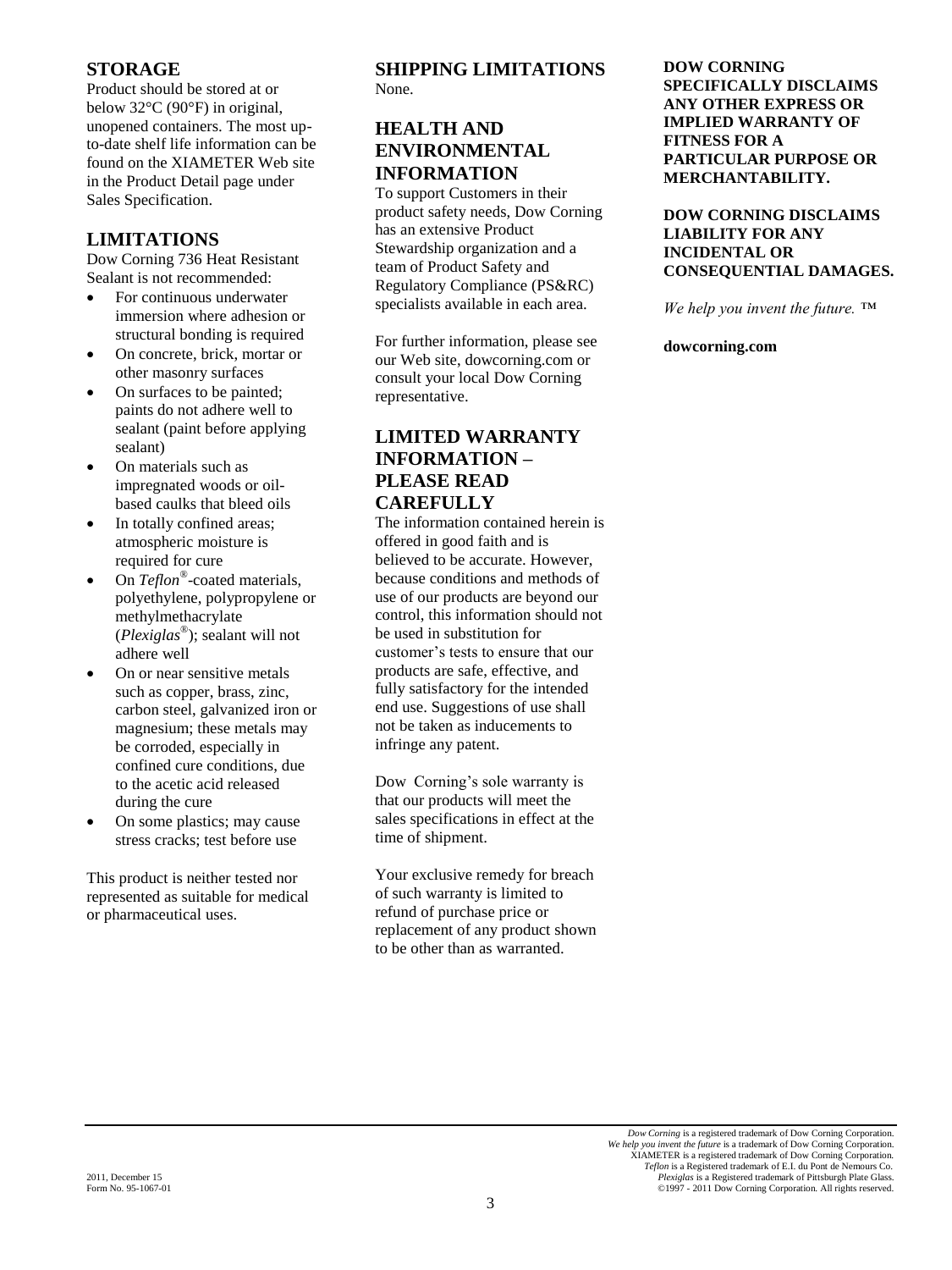## STORAGE

Product should be stored at or below 32°C (90°F) in original, unopened containers. The most up-to-date shelf life information can be found on the XIAMETER Web site in the Product Detail page under Sales Specification.

## LIMITATIONS

Dow Corning 736 Heat Resistant Sealant is not recommended:

- For continuous underwater immersion where adhesion or structural bonding is required
- On concrete, brick, mortar or other masonry surfaces
- On surfaces to be painted; paints do not adhere well to sealant (paint before applying sealant)
- On materials such as impregnated woods or oil-based caulks that bleed oils
- In totally confined areas; atmospheric moisture is required for cure
- On *Teflon*®-coated materials, polyethylene, polypropylene or methylmethacrylate (*Plexiglas*®); sealant will not adhere well
- On or near sensitive metals such as copper, brass, zinc, carbon steel, galvanized iron or magnesium; these metals may be corroded, especially in confined cure conditions, due to the acetic acid released during the cure
- On some plastics; may cause stress cracks; test before use

This product is neither tested nor represented as suitable for medical or pharmaceutical uses.

## SHIPPING LIMITATIONS

None.

## HEALTH AND ENVIRONMENTAL INFORMATION

To support Customers in their product safety needs, Dow Corning has an extensive Product Stewardship organization and a team of Product Safety and Regulatory Compliance (PS&RC) specialists available in each area.

For further information, please see our Web site, dowcorning.com or consult your local Dow Corning representative.

## LIMITED WARRANTY INFORMATION – PLEASE READ CAREFULLY

The information contained herein is offered in good faith and is believed to be accurate. However, because conditions and methods of use of our products are beyond our control, this information should not be used in substitution for customer's tests to ensure that our products are safe, effective, and fully satisfactory for the intended end use. Suggestions of use shall not be taken as inducements to infringe any patent.

Dow Corning's sole warranty is that our products will meet the sales specifications in effect at the time of shipment.

Your exclusive remedy for breach of such warranty is limited to refund of purchase price or replacement of any product shown to be other than as warranted.

**DOW CORNING SPECIFICALLY DISCLAIMS ANY OTHER EXPRESS OR IMPLIED WARRANTY OF FITNESS FOR A PARTICULAR PURPOSE OR MERCHANTABILITY.**

**DOW CORNING DISCLAIMS LIABILITY FOR ANY INCIDENTAL OR CONSEQUENTIAL DAMAGES.**

*We help you invent the future.* ™

**dowcorning.com**

2011, December 15
Form No. 95-1067-01

*Dow Corning* is a registered trademark of Dow Corning Corporation.
*We help you invent the future* is a trademark of Dow Corning Corporation.
XIAMETER is a registered trademark of Dow Corning Corporation.
*Teflon* is a Registered trademark of E.I. du Pont de Nemours Co.
*Plexiglas* is a Registered trademark of Pittsburgh Plate Glass.
©1997 - 2011 Dow Corning Corporation. All rights reserved.